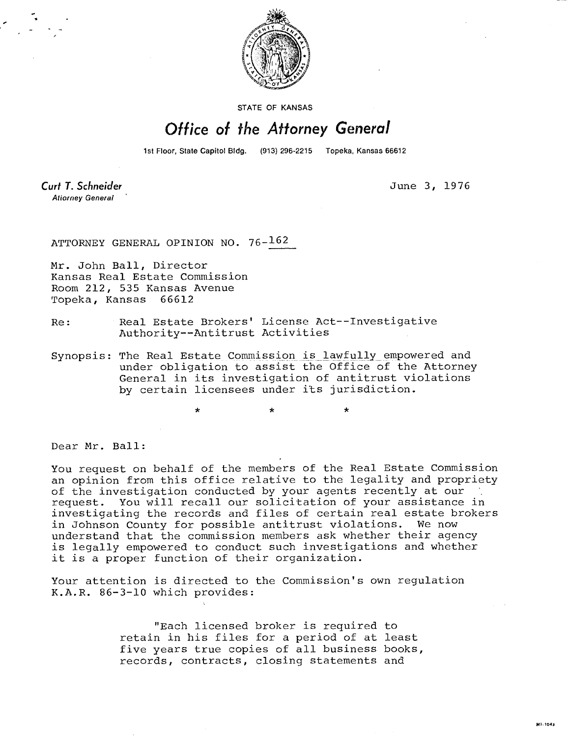STATE OF KANSAS

# *Office of the Attorney General*

1st Floor, State Capitol Bldg. (913) 296-2215 Topeka, Kansas 66612

**Curt T. Schneider**
*Attorney General*

June 3, 1976

ATTORNEY GENERAL OPINION NO. 76-162

Mr. John Ball, Director
Kansas Real Estate Commission
Room 212, 535 Kansas Avenue
Topeka, Kansas 66612

Re: Real Estate Brokers' License Act--Investigative Authority--Antitrust Activities

Synopsis: The Real Estate Commission is lawfully empowered and under obligation to assist the Office of the Attorney General in its investigation of antitrust violations by certain licensees under its jurisdiction.

\* \* \*

Dear Mr. Ball:

You request on behalf of the members of the Real Estate Commission an opinion from this office relative to the legality and propriety of the investigation conducted by your agents recently at our request. You will recall our solicitation of your assistance in investigating the records and files of certain real estate brokers in Johnson County for possible antitrust violations. We now understand that the commission members ask whether their agency is legally empowered to conduct such investigations and whether it is a proper function of their organization.

Your attention is directed to the Commission's own regulation K.A.R. 86-3-10 which provides:

> "Each licensed broker is required to retain in his files for a period of at least five years true copies of all business books, records, contracts, closing statements and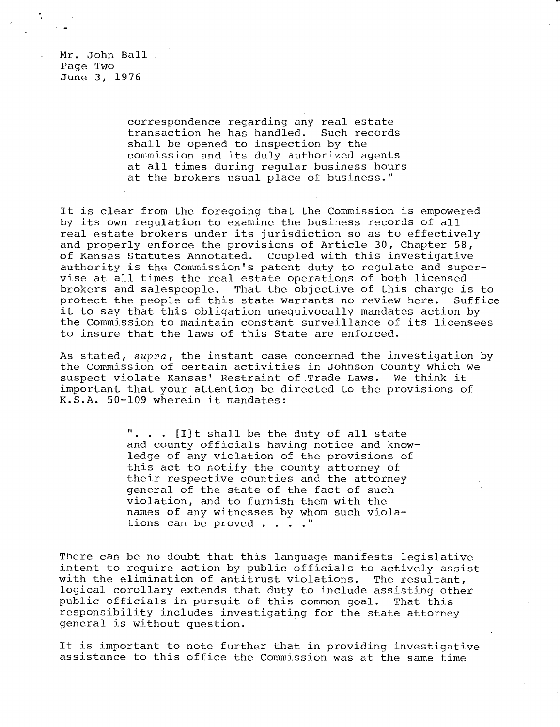Mr. John Ball
Page Two
June 3, 1976

> correspondence regarding any real estate transaction he has handled. Such records shall be opened to inspection by the commission and its duly authorized agents at all times during regular business hours at the brokers usual place of business."

It is clear from the foregoing that the Commission is empowered by its own regulation to examine the business records of all real estate brokers under its jurisdiction so as to effectively and properly enforce the provisions of Article 30, Chapter 58, of Kansas Statutes Annotated. Coupled with this investigative authority is the Commission's patent duty to regulate and supervise at all times the real estate operations of both licensed brokers and salespeople. That the objective of this charge is to protect the people of this state warrants no review here. Suffice it to say that this obligation unequivocally mandates action by the Commission to maintain constant surveillance of its licensees to insure that the laws of this State are enforced.

As stated, *supra*, the instant case concerned the investigation by the Commission of certain activities in Johnson County which we suspect violate Kansas' Restraint of Trade Laws. We think it important that your attention be directed to the provisions of K.S.A. 50-109 wherein it mandates:

> ". . . [I]t shall be the duty of all state and county officials having notice and knowledge of any violation of the provisions of this act to notify the county attorney of their respective counties and the attorney general of the state of the fact of such violation, and to furnish them with the names of any witnesses by whom such violations can be proved . . . ."

There can be no doubt that this language manifests legislative intent to require action by public officials to actively assist with the elimination of antitrust violations. The resultant, logical corollary extends that duty to include assisting other public officials in pursuit of this common goal. That this responsibility includes investigating for the state attorney general is without question.

It is important to note further that in providing investigative assistance to this office the Commission was at the same time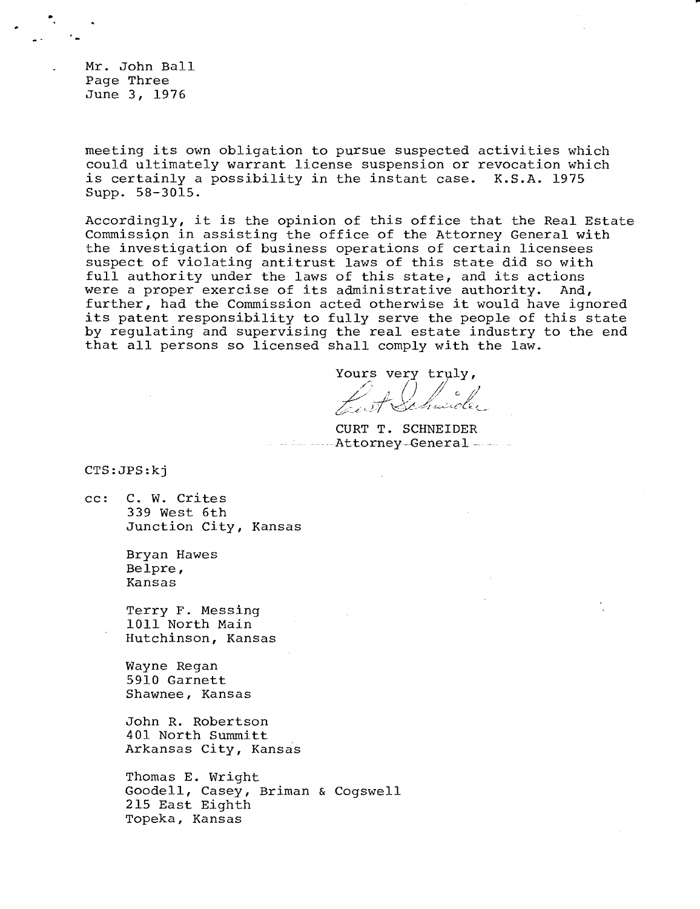meeting its own obligation to pursue suspected activities which could ultimately warrant license suspension or revocation which is certainly a possibility in the instant case. K.S.A. 1975 Supp. 58-3015.

Accordingly, it is the opinion of this office that the Real Estate Commission in assisting the office of the Attorney General with the investigation of business operations of certain licensees suspect of violating antitrust laws of this state did so with full authority under the laws of this state, and its actions were a proper exercise of its administrative authority. And, further, had the Commission acted otherwise it would have ignored its patent responsibility to fully serve the people of this state by regulating and supervising the real estate industry to the end that all persons so licensed shall comply with the law.

Yours very truly,

CURT T. SCHNEIDER
Attorney General

CTS:JPS:kj

cc: C. W. Crites
339 West 6th
Junction City, Kansas

Bryan Hawes
Belpre,
Kansas

Terry F. Messing
1011 North Main
Hutchinson, Kansas

Wayne Regan
5910 Garnett
Shawnee, Kansas

John R. Robertson
401 North Summitt
Arkansas City, Kansas

Thomas E. Wright
Goodell, Casey, Briman & Cogswell
215 East Eighth
Topeka, Kansas